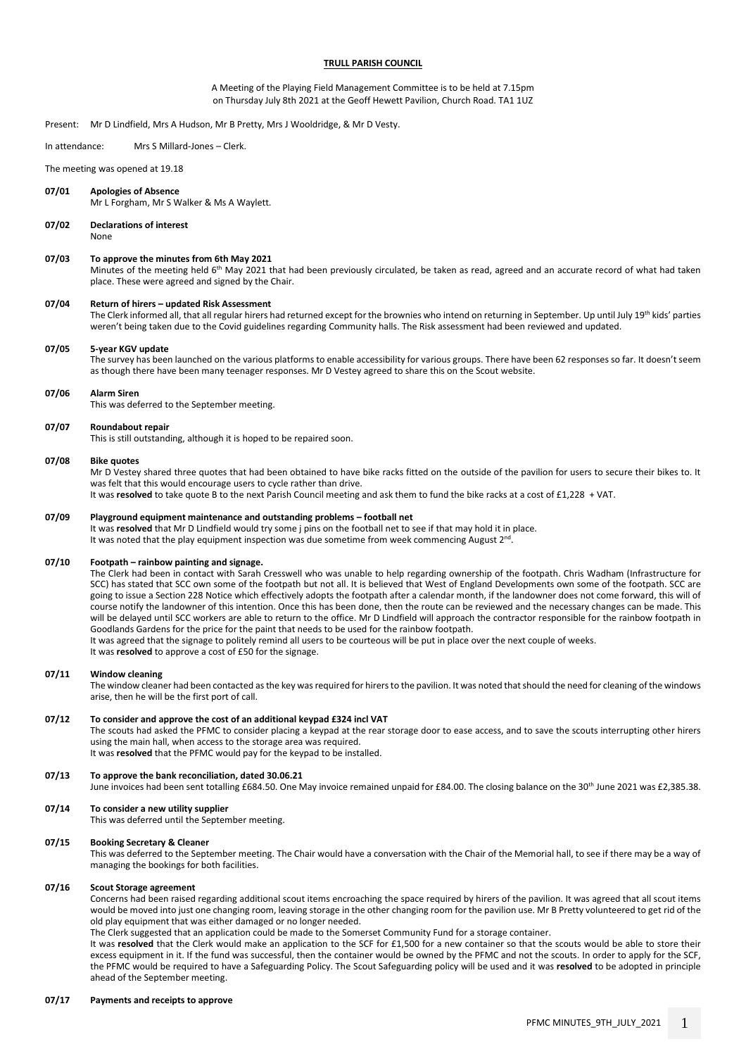**TRULL PARISH COUNCIL**

A Meeting of the Playing Field Management Committee is to be held at 7.15pm on Thursday July 8th 2021 at the Geoff Hewett Pavilion, Church Road. TA1 1UZ

Present: Mr D Lindfield, Mrs A Hudson, Mr B Pretty, Mrs J Wooldridge, & Mr D Vesty.

In attendance: Mrs S Millard-Jones – Clerk.

The meeting was opened at 19.18

**07/01 Apologies of Absence**
Mr L Forgham, Mr S Walker & Ms A Waylett.

**07/02 Declarations of interest**
None

**07/03 To approve the minutes from 6th May 2021**
Minutes of the meeting held 6th May 2021 that had been previously circulated, be taken as read, agreed and an accurate record of what had taken place. These were agreed and signed by the Chair.

**07/04 Return of hirers – updated Risk Assessment**
The Clerk informed all, that all regular hirers had returned except for the brownies who intend on returning in September. Up until July 19th kids' parties weren't being taken due to the Covid guidelines regarding Community halls. The Risk assessment had been reviewed and updated.

**07/05 5-year KGV update**
The survey has been launched on the various platforms to enable accessibility for various groups. There have been 62 responses so far. It doesn't seem as though there have been many teenager responses. Mr D Vestey agreed to share this on the Scout website.

**07/06 Alarm Siren**
This was deferred to the September meeting.

**07/07 Roundabout repair**
This is still outstanding, although it is hoped to be repaired soon.

**07/08 Bike quotes**
Mr D Vestey shared three quotes that had been obtained to have bike racks fitted on the outside of the pavilion for users to secure their bikes to. It was felt that this would encourage users to cycle rather than drive.
It was **resolved** to take quote B to the next Parish Council meeting and ask them to fund the bike racks at a cost of £1,228 + VAT.

**07/09 Playground equipment maintenance and outstanding problems – football net**
It was **resolved** that Mr D Lindfield would try some j pins on the football net to see if that may hold it in place.
It was noted that the play equipment inspection was due sometime from week commencing August 2nd.

**07/10 Footpath – rainbow painting and signage.**
The Clerk had been in contact with Sarah Cresswell who was unable to help regarding ownership of the footpath. Chris Wadham (Infrastructure for SCC) has stated that SCC own some of the footpath but not all. It is believed that West of England Developments own some of the footpath. SCC are going to issue a Section 228 Notice which effectively adopts the footpath after a calendar month, if the landowner does not come forward, this will of course notify the landowner of this intention. Once this has been done, then the route can be reviewed and the necessary changes can be made. This will be delayed until SCC workers are able to return to the office. Mr D Lindfield will approach the contractor responsible for the rainbow footpath in Goodlands Gardens for the price for the paint that needs to be used for the rainbow footpath.
It was agreed that the signage to politely remind all users to be courteous will be put in place over the next couple of weeks.
It was **resolved** to approve a cost of £50 for the signage.

**07/11 Window cleaning**
The window cleaner had been contacted as the key was required for hirers to the pavilion. It was noted that should the need for cleaning of the windows arise, then he will be the first port of call.

**07/12 To consider and approve the cost of an additional keypad £324 incl VAT**
The scouts had asked the PFMC to consider placing a keypad at the rear storage door to ease access, and to save the scouts interrupting other hirers using the main hall, when access to the storage area was required.
It was **resolved** that the PFMC would pay for the keypad to be installed.

**07/13 To approve the bank reconciliation, dated 30.06.21**
June invoices had been sent totalling £684.50. One May invoice remained unpaid for £84.00. The closing balance on the 30th June 2021 was £2,385.38.

**07/14 To consider a new utility supplier**
This was deferred until the September meeting.

**07/15 Booking Secretary & Cleaner**
This was deferred to the September meeting. The Chair would have a conversation with the Chair of the Memorial hall, to see if there may be a way of managing the bookings for both facilities.

**07/16 Scout Storage agreement**
Concerns had been raised regarding additional scout items encroaching the space required by hirers of the pavilion. It was agreed that all scout items would be moved into just one changing room, leaving storage in the other changing room for the pavilion use. Mr B Pretty volunteered to get rid of the old play equipment that was either damaged or no longer needed.
The Clerk suggested that an application could be made to the Somerset Community Fund for a storage container.
It was **resolved** that the Clerk would make an application to the SCF for £1,500 for a new container so that the scouts would be able to store their excess equipment in it. If the fund was successful, then the container would be owned by the PFMC and not the scouts. In order to apply for the SCF, the PFMC would be required to have a Safeguarding Policy. The Scout Safeguarding policy will be used and it was **resolved** to be adopted in principle ahead of the September meeting.

**07/17 Payments and receipts to approve**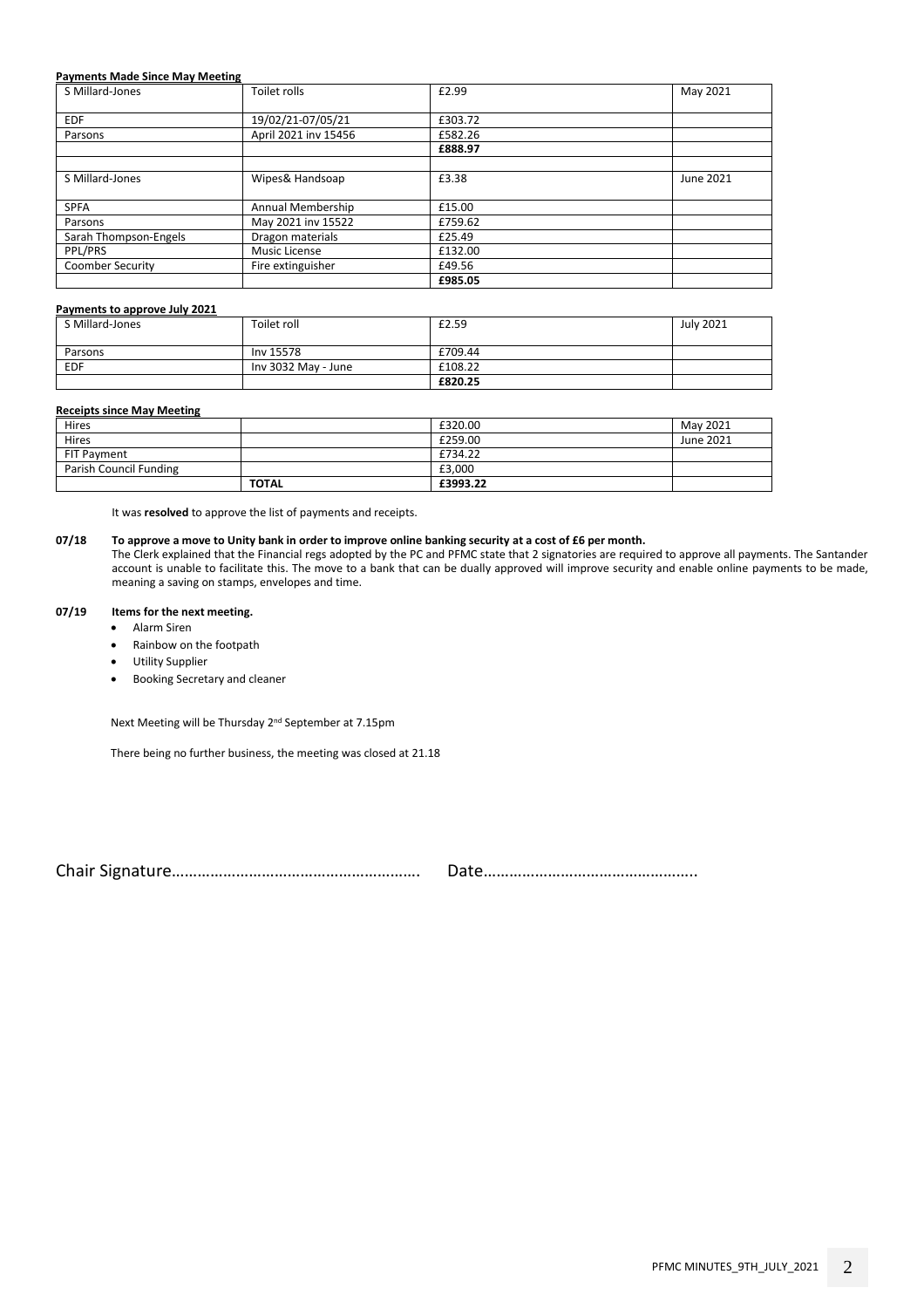**Payments Made Since May Meeting**

| | | | |
|---|---|---|---|
| S Millard-Jones | Toilet rolls | £2.99 | May 2021 |
| EDF | 19/02/21-07/05/21 | £303.72 | |
| Parsons | April 2021 inv 15456 | £582.26 | |
| | | **£888.97** | |
| | | | |
| S Millard-Jones | Wipes& Handsoap | £3.38 | June 2021 |
| SPFA | Annual Membership | £15.00 | |
| Parsons | May 2021 inv 15522 | £759.62 | |
| Sarah Thompson-Engels | Dragon materials | £25.49 | |
| PPL/PRS | Music License | £132.00 | |
| Coomber Security | Fire extinguisher | £49.56 | |
| | | **£985.05** | |

**Payments to approve July 2021**

| | | | |
|---|---|---|---|
| S Millard-Jones | Toilet roll | £2.59 | July 2021 |
| Parsons | Inv 15578 | £709.44 | |
| EDF | Inv 3032 May - June | £108.22 | |
| | | **£820.25** | |

**Receipts since May Meeting**

| | | | |
|---|---|---|---|
| Hires | | £320.00 | May 2021 |
| Hires | | £259.00 | June 2021 |
| FIT Payment | | £734.22 | |
| Parish Council Funding | | £3,000 | |
| | **TOTAL** | **£3993.22** | |

It was **resolved** to approve the list of payments and receipts.

**07/18 To approve a move to Unity bank in order to improve online banking security at a cost of £6 per month.**

The Clerk explained that the Financial regs adopted by the PC and PFMC state that 2 signatories are required to approve all payments. The Santander account is unable to facilitate this. The move to a bank that can be dually approved will improve security and enable online payments to be made, meaning a saving on stamps, envelopes and time.

**07/19 Items for the next meeting.**

- Alarm Siren
- Rainbow on the footpath
- Utility Supplier
- Booking Secretary and cleaner

Next Meeting will be Thursday 2nd September at 7.15pm

There being no further business, the meeting was closed at 21.18

Chair Signature…………………………………………………. Date…………………………………………..